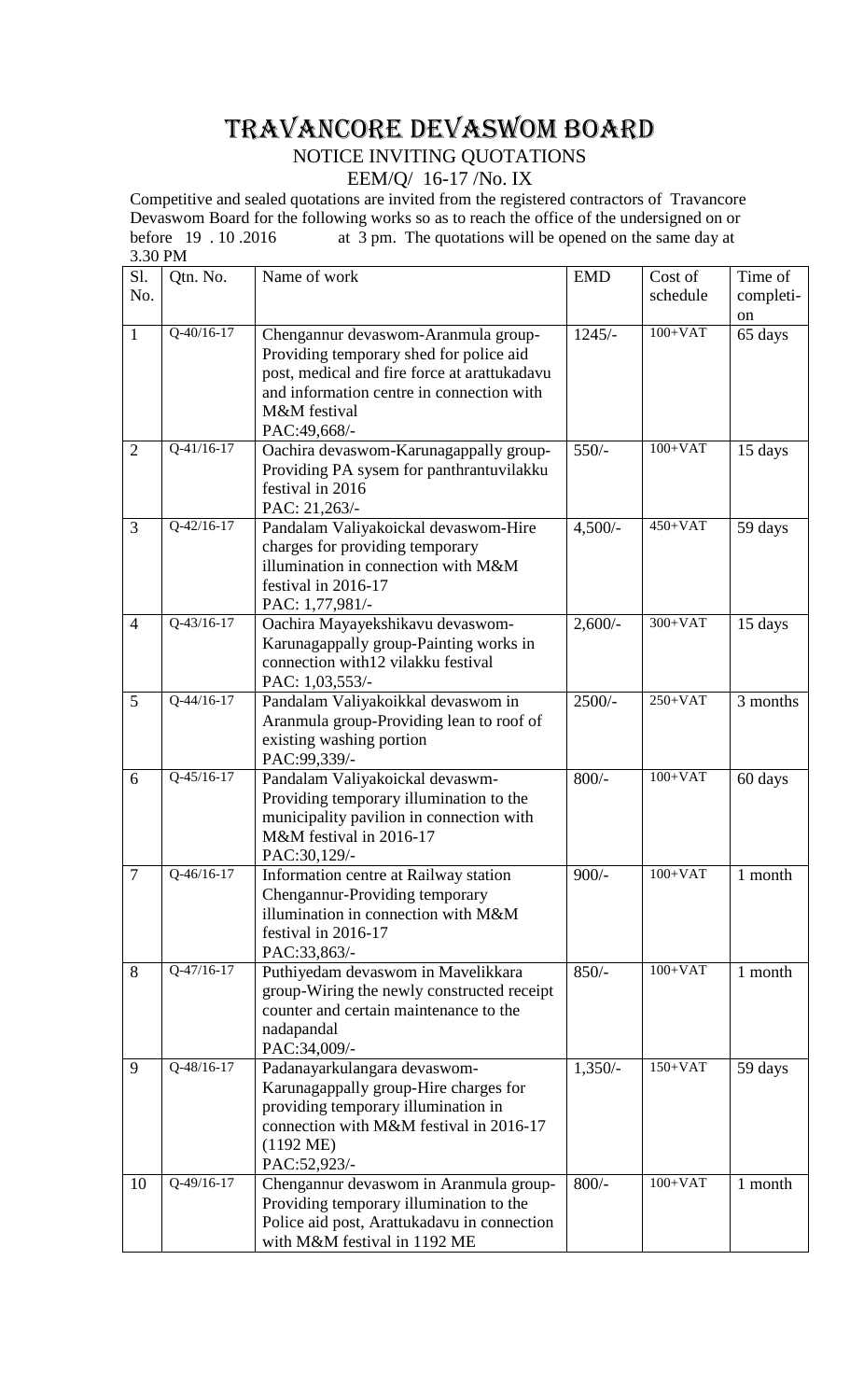# TRAVANCORE DEVASWOM BOARD

## NOTICE INVITING QUOTATIONS

EEM/Q/ 16-17 /No. IX

Competitive and sealed quotations are invited from the registered contractors of Travancore Devaswom Board for the following works so as to reach the office of the undersigned on or before 19 . 10 .2016 at 3 pm. The quotations will be opened on the same day at 3.30 PM

| Sl. No. | Qtn. No. | Name of work | EMD | Cost of schedule | Time of completi-on |
|---|---|---|---|---|---|
| 1 | Q-40/16-17 | Chengannur devaswom-Aranmula group-Providing temporary shed for police aid post, medical and fire force at arattukadavu and information centre in connection with M&M festival PAC:49,668/- | 1245/- | 100+VAT | 65 days |
| 2 | Q-41/16-17 | Oachira devaswom-Karunagappally group-Providing PA sysem for panthrantuvilakku festival in 2016 PAC: 21,263/- | 550/- | 100+VAT | 15 days |
| 3 | Q-42/16-17 | Pandalam Valiyakoickal devaswom-Hire charges for providing temporary illumination in connection with M&M festival in 2016-17 PAC: 1,77,981/- | 4,500/- | 450+VAT | 59 days |
| 4 | Q-43/16-17 | Oachira Mayayekshikavu devaswom-Karunagappally group-Painting works in connection with12 vilakku festival PAC: 1,03,553/- | 2,600/- | 300+VAT | 15 days |
| 5 | Q-44/16-17 | Pandalam Valiyakoikkal devaswom in Aranmula group-Providing lean to roof of existing washing portion PAC:99,339/- | 2500/- | 250+VAT | 3 months |
| 6 | Q-45/16-17 | Pandalam Valiyakoickal devaswm-Providing temporary illumination to the municipality pavilion in connection with M&M festival in 2016-17 PAC:30,129/- | 800/- | 100+VAT | 60 days |
| 7 | Q-46/16-17 | Information centre at Railway station Chengannur-Providing temporary illumination in connection with M&M festival in 2016-17 PAC:33,863/- | 900/- | 100+VAT | 1 month |
| 8 | Q-47/16-17 | Puthiyedam devaswom in Mavelikkara group-Wiring the newly constructed receipt counter and certain maintenance to the nadapandal PAC:34,009/- | 850/- | 100+VAT | 1 month |
| 9 | Q-48/16-17 | Padanayarkulangara devaswom-Karunagappally group-Hire charges for providing temporary illumination in connection with M&M festival in 2016-17 (1192 ME) PAC:52,923/- | 1,350/- | 150+VAT | 59 days |
| 10 | Q-49/16-17 | Chengannur devaswom in Aranmula group-Providing temporary illumination to the Police aid post, Arattukadavu in connection with M&M festival in 1192 ME | 800/- | 100+VAT | 1 month |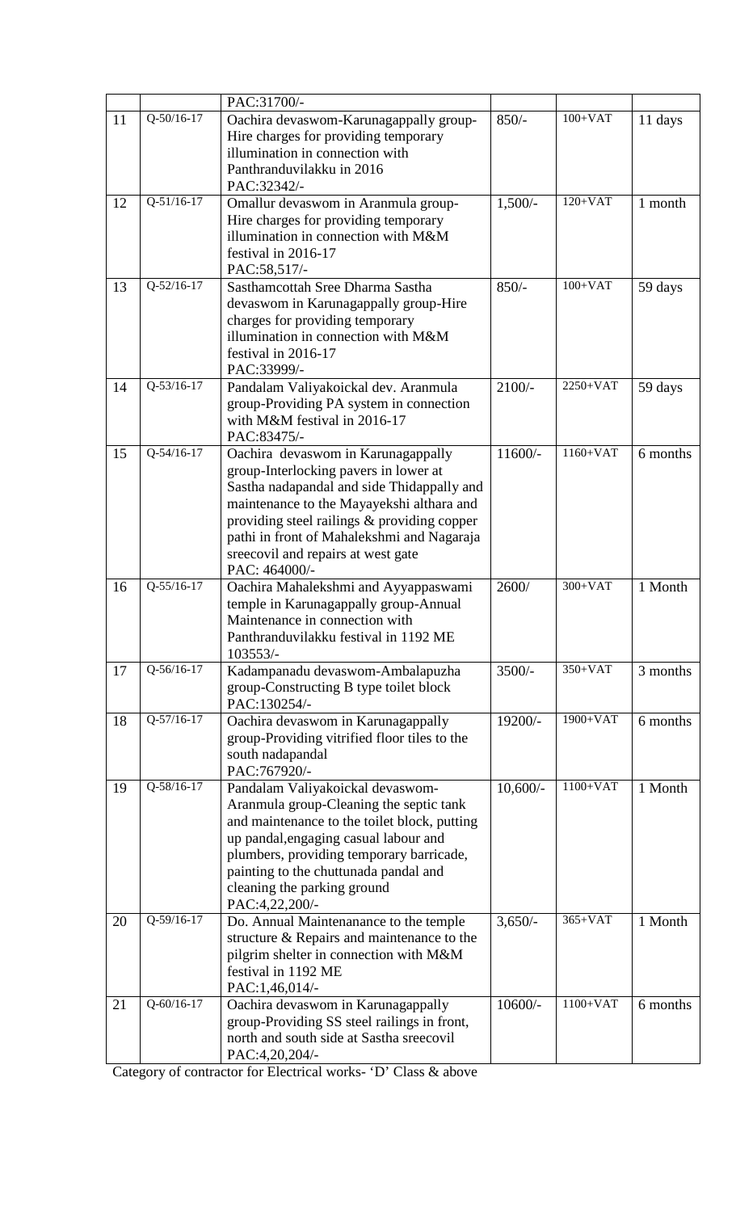| | | | | | |
|---|---|---|---|---|---|
| | | PAC:31700/- | | | |
| 11 | Q-50/16-17 | Oachira devaswom-Karunagappally group-Hire charges for providing temporary illumination in connection with Panthranduvilakku in 2016 PAC:32342/- | 850/- | 100+VAT | 11 days |
| 12 | Q-51/16-17 | Omallur devaswom in Aranmula group-Hire charges for providing temporary illumination in connection with M&M festival in 2016-17 PAC:58,517/- | 1,500/- | 120+VAT | 1 month |
| 13 | Q-52/16-17 | Sasthamcottah Sree Dharma Sastha devaswom in Karunagappally group-Hire charges for providing temporary illumination in connection with M&M festival in 2016-17 PAC:33999/- | 850/- | 100+VAT | 59 days |
| 14 | Q-53/16-17 | Pandalam Valiyakoickal dev. Aranmula group-Providing PA system in connection with M&M festival in 2016-17 PAC:83475/- | 2100/- | 2250+VAT | 59 days |
| 15 | Q-54/16-17 | Oachira devaswom in Karunagappally group-Interlocking pavers in lower at Sastha nadapandal and side Thidappally and maintenance to the Mayayekshi althara and providing steel railings & providing copper pathi in front of Mahalekshmi and Nagaraja sreecovil and repairs at west gate PAC: 464000/- | 11600/- | 1160+VAT | 6 months |
| 16 | Q-55/16-17 | Oachira Mahalekshmi and Ayyappaswami temple in Karunagappally group-Annual Maintenance in connection with Panthranduvilakku festival in 1192 ME 103553/- | 2600/ | 300+VAT | 1 Month |
| 17 | Q-56/16-17 | Kadampanadu devaswom-Ambalapuzha group-Constructing B type toilet block PAC:130254/- | 3500/- | 350+VAT | 3 months |
| 18 | Q-57/16-17 | Oachira devaswom in Karunagappally group-Providing vitrified floor tiles to the south nadapandal PAC:767920/- | 19200/- | 1900+VAT | 6 months |
| 19 | Q-58/16-17 | Pandalam Valiyakoickal devaswom-Aranmula group-Cleaning the septic tank and maintenance to the toilet block, putting up pandal,engaging casual labour and plumbers, providing temporary barricade, painting to the chuttunada pandal and cleaning the parking ground PAC:4,22,200/- | 10,600/- | 1100+VAT | 1 Month |
| 20 | Q-59/16-17 | Do. Annual Maintenanance to the temple structure & Repairs and maintenance to the pilgrim shelter in connection with M&M festival in 1192 ME PAC:1,46,014/- | 3,650/- | 365+VAT | 1 Month |
| 21 | Q-60/16-17 | Oachira devaswom in Karunagappally group-Providing SS steel railings in front, north and south side at Sastha sreecovil PAC:4,20,204/- | 10600/- | 1100+VAT | 6 months |

Category of contractor for Electrical works- 'D' Class & above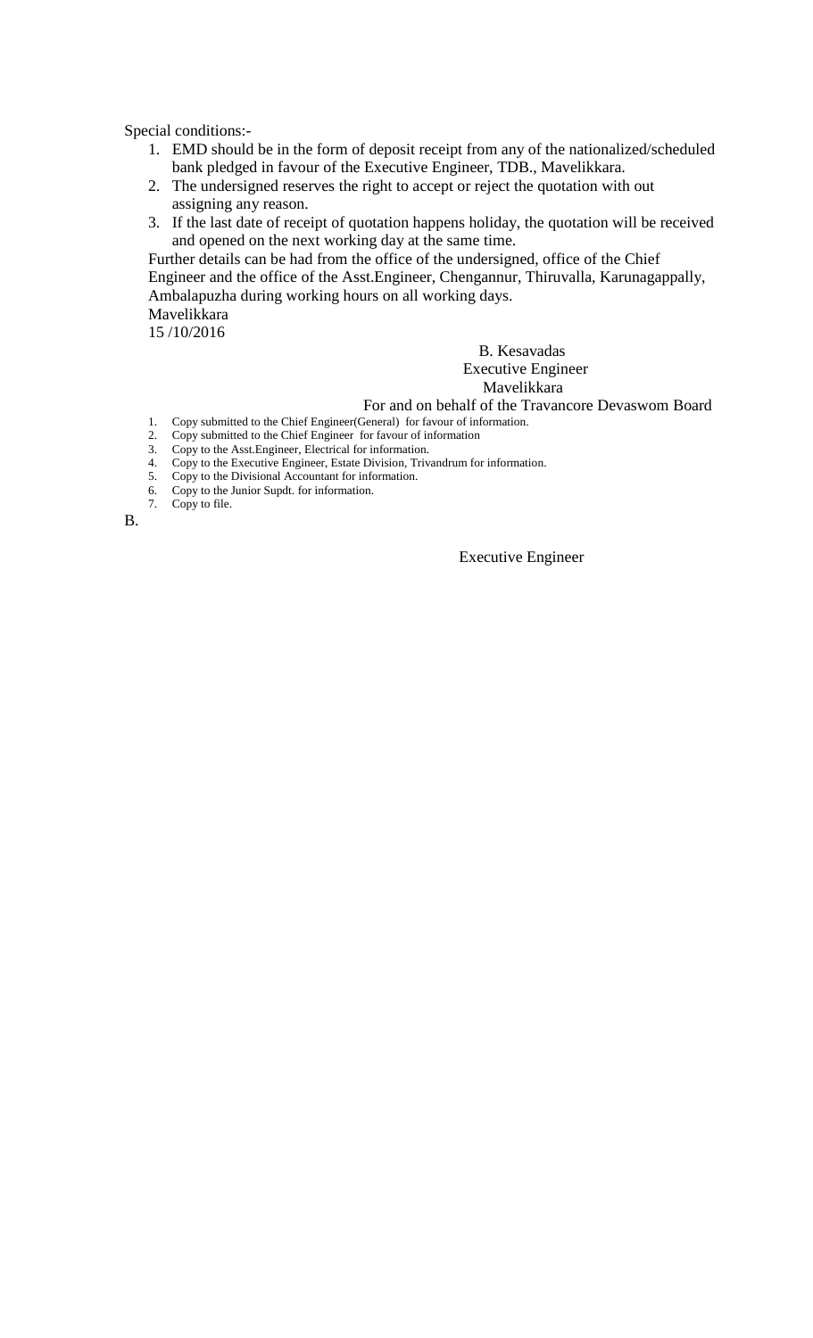Special conditions:-

1. EMD should be in the form of deposit receipt from any of the nationalized/scheduled bank pledged in favour of the Executive Engineer, TDB., Mavelikkara.
2. The undersigned reserves the right to accept or reject the quotation with out assigning any reason.
3. If the last date of receipt of quotation happens holiday, the quotation will be received and opened on the next working day at the same time.

Further details can be had from the office of the undersigned, office of the Chief Engineer and the office of the Asst.Engineer, Chengannur, Thiruvalla, Karunagappally, Ambalapuzha during working hours on all working days.

Mavelikkara
15 /10/2016

B. Kesavadas
Executive Engineer
Mavelikkara
For and on behalf of the Travancore Devaswom Board

1. Copy submitted to the Chief Engineer(General) for favour of information.
2. Copy submitted to the Chief Engineer for favour of information
3. Copy to the Asst.Engineer, Electrical for information.
4. Copy to the Executive Engineer, Estate Division, Trivandrum for information.
5. Copy to the Divisional Accountant for information.
6. Copy to the Junior Supdt. for information.
7. Copy to file.

B.

Executive Engineer